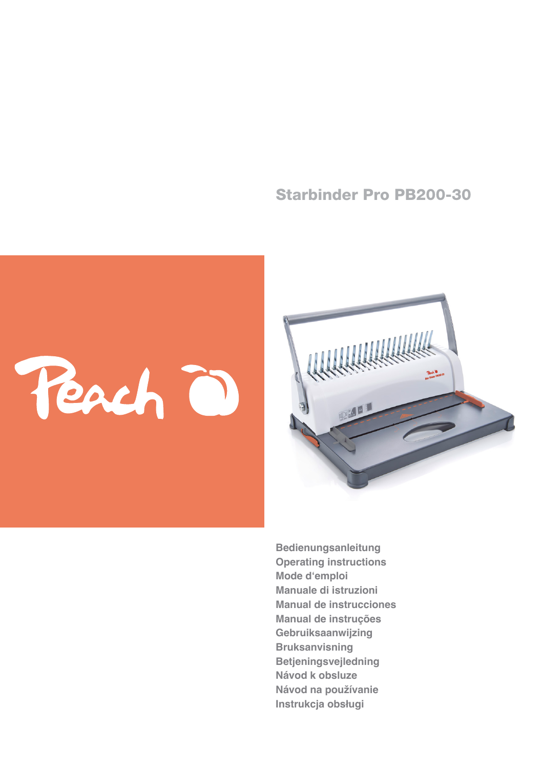# Starbinder Pro PB200-30

Peach

Bedienungsanleitung
Operating instructions
Mode d'emploi
Manuale di istruzioni
Manual de instrucciones
Manual de instruções
Gebruiksaanwijzing
Bruksanvisning
Betjeningsvejledning
Návod k obsluze
Návod na používanie
Instrukcja obsługi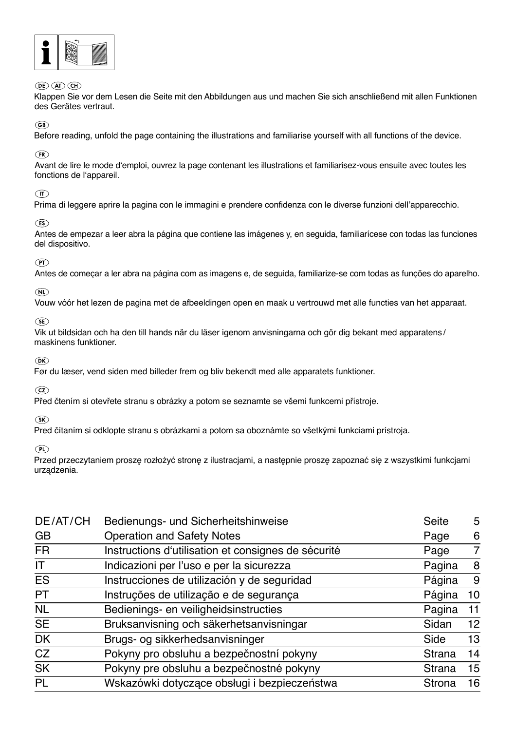DE AT CH

Klappen Sie vor dem Lesen die Seite mit den Abbildungen aus und machen Sie sich anschließend mit allen Funktionen des Gerätes vertraut.

GB

Before reading, unfold the page containing the illustrations and familiarise yourself with all functions of the device.

FR

Avant de lire le mode d‘emploi, ouvrez la page contenant les illustrations et familiarisez-vous ensuite avec toutes les fonctions de l‘appareil.

IT

Prima di leggere aprire la pagina con le immagini e prendere confidenza con le diverse funzioni dell’apparecchio.

ES

Antes de empezar a leer abra la página que contiene las imágenes y, en seguida, familiarícese con todas las funciones del dispositivo.

PT

Antes de começar a ler abra na página com as imagens e, de seguida, familiarize-se com todas as funções do aparelho.

NL

Vouw vóór het lezen de pagina met de afbeeldingen open en maak u vertrouwd met alle functies van het apparaat.

SE

Vik ut bildsidan och ha den till hands när du läser igenom anvisningarna och gör dig bekant med apparatens / maskinens funktioner.

DK

Før du læser, vend siden med billeder frem og bliv bekendt med alle apparatets funktioner.

CZ

Před čtením si otevřete stranu s obrázky a potom se seznamte se všemi funkcemi přístroje.

SK

Pred čítaním si odklopte stranu s obrázkami a potom sa oboznámte so všetkými funkciami prístroja.

PL

Przed przeczytaniem proszę rozłożyć stronę z ilustracjami, a następnie proszę zapoznać się z wszystkimi funkcjami urządzenia.

| | | | |
|---|---|---|---|
| DE / AT / CH | Bedienungs- und Sicherheitshinweise | Seite | 5 |
| GB | Operation and Safety Notes | Page | 6 |
| FR | Instructions d‘utilisation et consignes de sécurité | Page | 7 |
| IT | Indicazioni per l’uso e per la sicurezza | Pagina | 8 |
| ES | Instrucciones de utilización y de seguridad | Página | 9 |
| PT | Instruções de utilização e de segurança | Página | 10 |
| NL | Bedienings- en veiligheidsinstructies | Pagina | 11 |
| SE | Bruksanvisning och säkerhetsanvisningar | Sidan | 12 |
| DK | Brugs- og sikkerhedsanvisninger | Side | 13 |
| CZ | Pokyny pro obsluhu a bezpečnostní pokyny | Strana | 14 |
| SK | Pokyny pre obsluhu a bezpečnostné pokyny | Strana | 15 |
| PL | Wskazówki dotyczące obsługi i bezpieczeństwa | Strona | 16 |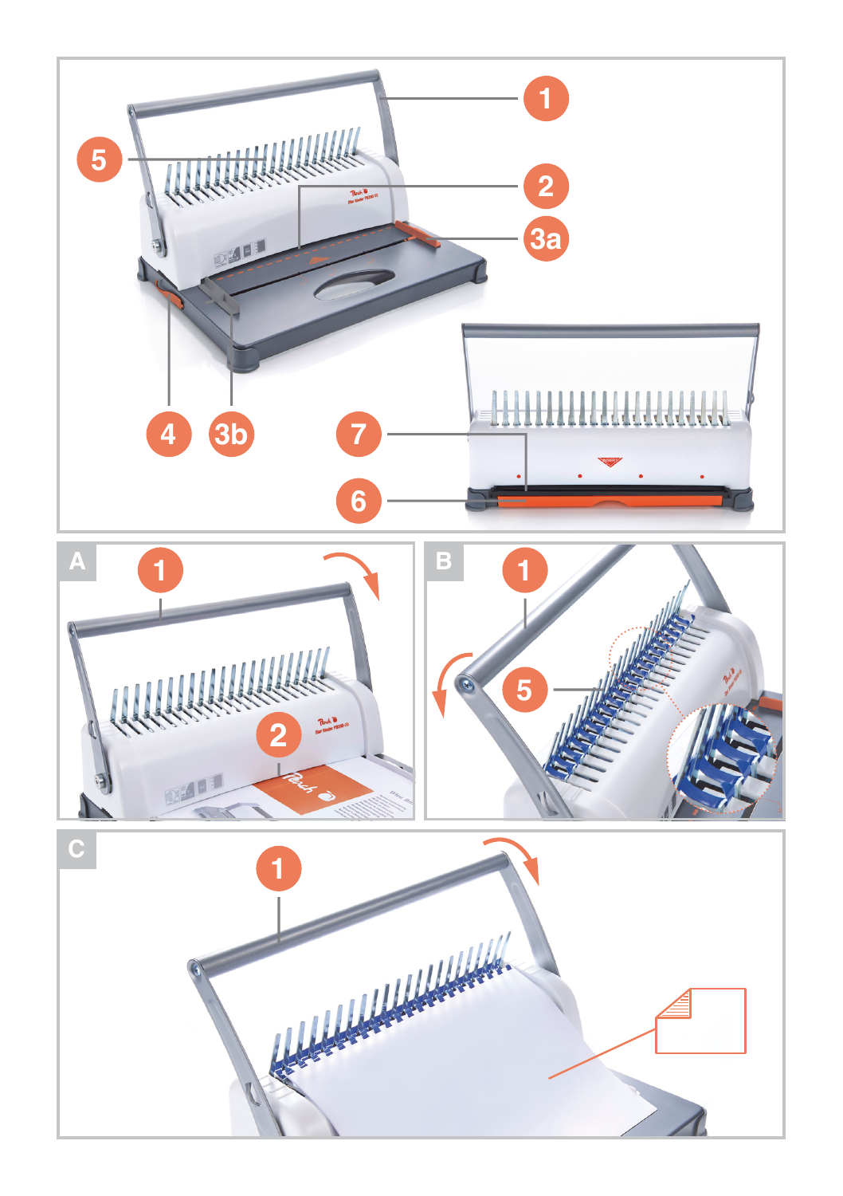1

5

2

3a

4

3b

7

6

A

1

2

B

1

5

C

1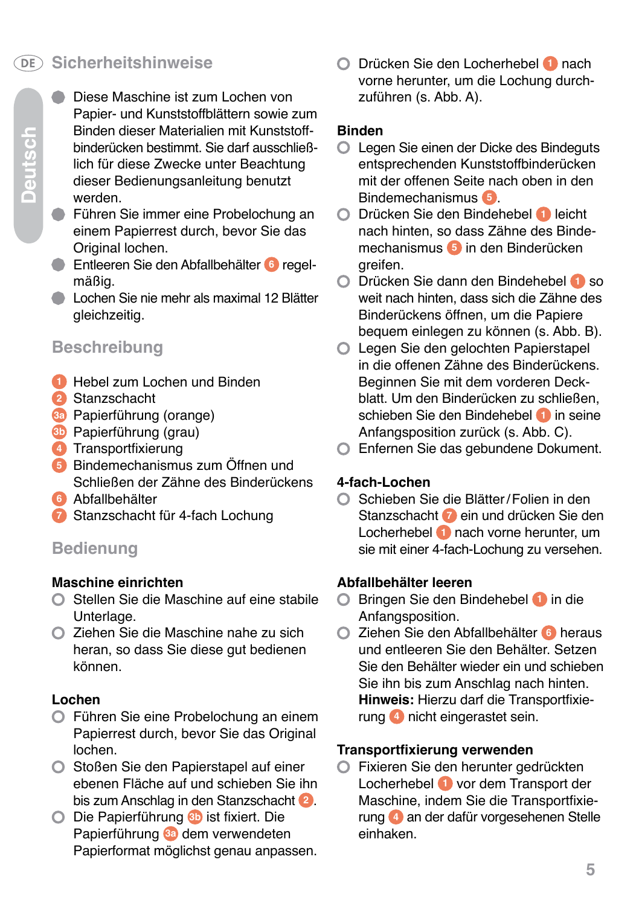## Sicherheitshinweise

- Diese Maschine ist zum Lochen von Papier- und Kunststoffblättern sowie zum Binden dieser Materialien mit Kunststoffbinderücken bestimmt. Sie darf ausschließlich für diese Zwecke unter Beachtung dieser Bedienungsanleitung benutzt werden.
- Führen Sie immer eine Probelochung an einem Papierrest durch, bevor Sie das Original lochen.
- Entleeren Sie den Abfallbehälter 6 regelmäßig.
- Lochen Sie nie mehr als maximal 12 Blätter gleichzeitig.

## Beschreibung

1. Hebel zum Lochen und Binden
2. Stanzschacht

3a Papierführung (orange)

3b Papierführung (grau)

4 Transportfixierung

5 Bindemechanismus zum Öffnen und Schließen der Zähne des Binderückens

6 Abfallbehälter

7 Stanzschacht für 4-fach Lochung

## Bedienung

### Maschine einrichten

- Stellen Sie die Maschine auf eine stabile Unterlage.
- Ziehen Sie die Maschine nahe zu sich heran, so dass Sie diese gut bedienen können.

### Lochen

- Führen Sie eine Probelochung an einem Papierrest durch, bevor Sie das Original lochen.
- Stoßen Sie den Papierstapel auf einer ebenen Fläche auf und schieben Sie ihn bis zum Anschlag in den Stanzschacht 2.
- Die Papierführung 3b ist fixiert. Die Papierführung 3a dem verwendeten Papierformat möglichst genau anpassen.
- Drücken Sie den Locherhebel 1 nach vorne herunter, um die Lochung durchzuführen (s. Abb. A).

### Binden

- Legen Sie einen der Dicke des Bindeguts entsprechenden Kunststoffbinderücken mit der offenen Seite nach oben in den Bindemechanismus 5.
- Drücken Sie den Bindehebel 1 leicht nach hinten, so dass Zähne des Bindemechanismus 5 in den Binderücken greifen.
- Drücken Sie dann den Bindehebel 1 so weit nach hinten, dass sich die Zähne des Binderückens öffnen, um die Papiere bequem einlegen zu können (s. Abb. B).
- Legen Sie den gelochten Papierstapel in die offenen Zähne des Binderückens. Beginnen Sie mit dem vorderen Deckblatt. Um den Binderücken zu schließen, schieben Sie den Bindehebel 1 in seine Anfangsposition zurück (s. Abb. C).
- Enfernen Sie das gebundene Dokument.

### 4-fach-Lochen

- Schieben Sie die Blätter/Folien in den Stanzschacht 7 ein und drücken Sie den Locherhebel 1 nach vorne herunter, um sie mit einer 4-fach-Lochung zu versehen.

### Abfallbehälter leeren

- Bringen Sie den Bindehebel 1 in die Anfangsposition.
- Ziehen Sie den Abfallbehälter 6 heraus und entleeren Sie den Behälter. Setzen Sie den Behälter wieder ein und schieben Sie ihn bis zum Anschlag nach hinten. **Hinweis:** Hierzu darf die Transportfixierung 4 nicht eingerastet sein.

### Transportfixierung verwenden

- Fixieren Sie den herunter gedrückten Locherhebel 1 vor dem Transport der Maschine, indem Sie die Transportfixierung 4 an der dafür vorgesehenen Stelle einhaken.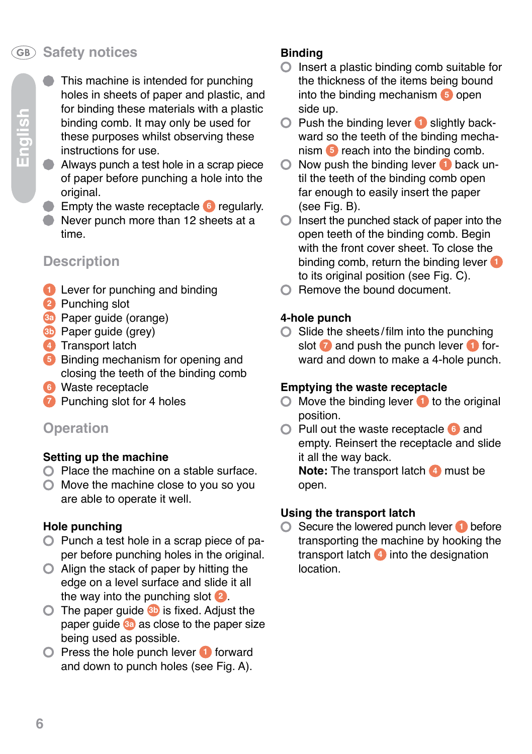## Safety notices

- This machine is intended for punching holes in sheets of paper and plastic, and for binding these materials with a plastic binding comb. It may only be used for these purposes whilst observing these instructions for use.
- Always punch a test hole in a scrap piece of paper before punching a hole into the original.
- Empty the waste receptacle 6 regularly.
- Never punch more than 12 sheets at a time.

## Description

1. Lever for punching and binding
2. Punching slot

3a Paper guide (orange)
3b Paper guide (grey)

4. Transport latch
5. Binding mechanism for opening and closing the teeth of the binding comb
6. Waste receptacle
7. Punching slot for 4 holes

## Operation

### Setting up the machine

- Place the machine on a stable surface.
- Move the machine close to you so you are able to operate it well.

### Hole punching

- Punch a test hole in a scrap piece of paper before punching holes in the original.
- Align the stack of paper by hitting the edge on a level surface and slide it all the way into the punching slot 2.
- The paper guide 3b is fixed. Adjust the paper guide 3a as close to the paper size being used as possible.
- Press the hole punch lever 1 forward and down to punch holes (see Fig. A).

### Binding

- Insert a plastic binding comb suitable for the thickness of the items being bound into the binding mechanism 5 open side up.
- Push the binding lever 1 slightly backward so the teeth of the binding mechanism 5 reach into the binding comb.
- Now push the binding lever 1 back until the teeth of the binding comb open far enough to easily insert the paper (see Fig. B).
- Insert the punched stack of paper into the open teeth of the binding comb. Begin with the front cover sheet. To close the binding comb, return the binding lever 1 to its original position (see Fig. C).
- Remove the bound document.

### 4-hole punch

- Slide the sheets/film into the punching slot 7 and push the punch lever 1 forward and down to make a 4-hole punch.

### Emptying the waste receptacle

- Move the binding lever 1 to the original position.
- Pull out the waste receptacle 6 and empty. Reinsert the receptacle and slide it all the way back.
  **Note:** The transport latch 4 must be open.

### Using the transport latch

- Secure the lowered punch lever 1 before transporting the machine by hooking the transport latch 4 into the designation location.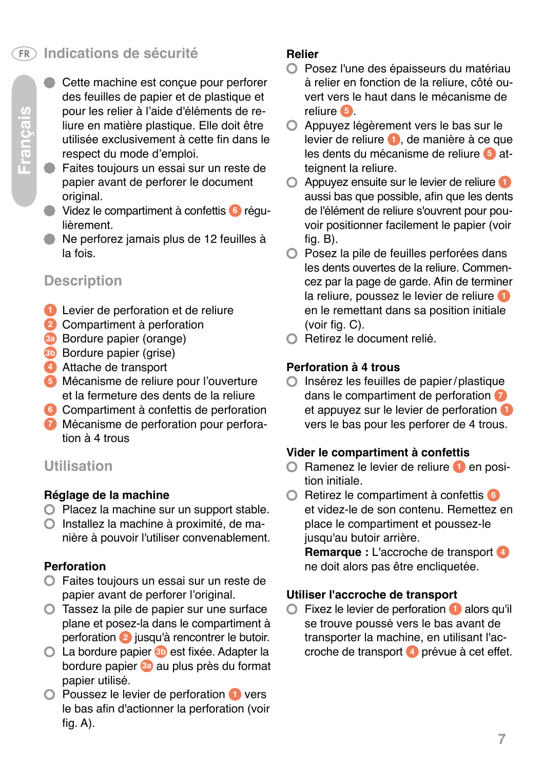## Indications de sécurité

- Cette machine est conçue pour perforer des feuilles de papier et de plastique et pour les relier à l'aide d'éléments de reliure en matière plastique. Elle doit être utilisée exclusivement à cette fin dans le respect du mode d'emploi.
- Faites toujours un essai sur un reste de papier avant de perforer le document original.
- Videz le compartiment à confettis 6 régulièrement.
- Ne perforez jamais plus de 12 feuilles à la fois.

## Description

1. Levier de perforation et de reliure
2. Compartiment à perforation

3a Bordure papier (orange)

3b Bordure papier (grise)

4. Attache de transport
5. Mécanisme de reliure pour l'ouverture et la fermeture des dents de la reliure
6. Compartiment à confettis de perforation
7. Mécanisme de perforation pour perforation à 4 trous

## Utilisation

### Réglage de la machine

- Placez la machine sur un support stable.
- Installez la machine à proximité, de manière à pouvoir l'utiliser convenablement.

### Perforation

- Faites toujours un essai sur un reste de papier avant de perforer l'original.
- Tassez la pile de papier sur une surface plane et posez-la dans le compartiment à perforation 2 jusqu'à rencontrer le butoir.
- La bordure papier 3b est fixée. Adapter la bordure papier 3a au plus près du format papier utilisé.
- Poussez le levier de perforation 1 vers le bas afin d'actionner la perforation (voir fig. A).

### Relier

- Posez l'une des épaisseurs du matériau à relier en fonction de la reliure, côté ouvert vers le haut dans le mécanisme de reliure 5.
- Appuyez légèrement vers le bas sur le levier de reliure 1, de manière à ce que les dents du mécanisme de reliure 5 atteignent la reliure.
- Appuyez ensuite sur le levier de reliure 1 aussi bas que possible, afin que les dents de l'élément de reliure s'ouvrent pour pouvoir positionner facilement le papier (voir fig. B).
- Posez la pile de feuilles perforées dans les dents ouvertes de la reliure. Commencez par la page de garde. Afin de terminer la reliure, poussez le levier de reliure 1 en le remettant dans sa position initiale (voir fig. C).
- Retirez le document relié.

### Perforation à 4 trous

- Insérez les feuilles de papier/plastique dans le compartiment de perforation 7 et appuyez sur le levier de perforation 1 vers le bas pour les perforer de 4 trous.

### Vider le compartiment à confettis

- Ramenez le levier de reliure 1 en position initiale.
- Retirez le compartiment à confettis 6 et videz-le de son contenu. Remettez en place le compartiment et poussez-le jusqu'au butoir arrière.
  **Remarque :** L'accroche de transport 4 ne doit alors pas être encliquetée.

### Utiliser l'accroche de transport

- Fixez le levier de perforation 1 alors qu'il se trouve poussé vers le bas avant de transporter la machine, en utilisant l'accroche de transport 4 prévue à cet effet.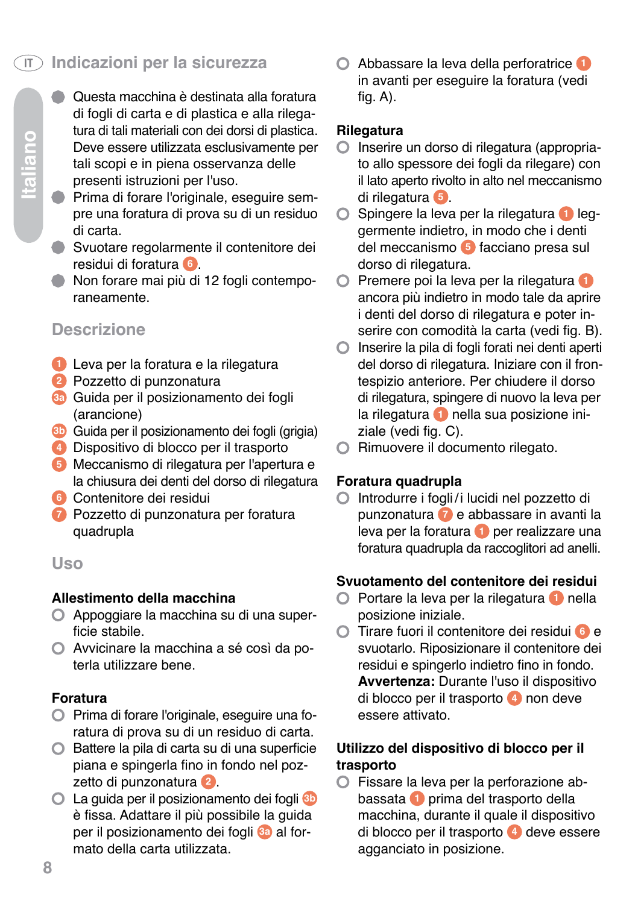## Indicazioni per la sicurezza

- Questa macchina è destinata alla foratura di fogli di carta e di plastica e alla rilegatura di tali materiali con dei dorsi di plastica. Deve essere utilizzata esclusivamente per tali scopi e in piena osservanza delle presenti istruzioni per l'uso.
- Prima di forare l'originale, eseguire sempre una foratura di prova su di un residuo di carta.
- Svuotare regolarmente il contenitore dei residui di foratura 6.
- Non forare mai più di 12 fogli contemporaneamente.

## Descrizione

1. Leva per la foratura e la rilegatura
2. Pozzetto di punzonatura

3a Guida per il posizionamento dei fogli (arancione)

3b Guida per il posizionamento dei fogli (grigia)

4. Dispositivo di blocco per il trasporto
5. Meccanismo di rilegatura per l'apertura e la chiusura dei denti del dorso di rilegatura
6. Contenitore dei residui
7. Pozzetto di punzonatura per foratura quadrupla

## Uso

### Allestimento della macchina

- Appoggiare la macchina su di una superficie stabile.
- Avvicinare la macchina a sé così da poterla utilizzare bene.

### Foratura

- Prima di forare l'originale, eseguire una foratura di prova su di un residuo di carta.
- Battere la pila di carta su di una superficie piana e spingerla fino in fondo nel pozzetto di punzonatura 2.
- La guida per il posizionamento dei fogli 3b è fissa. Adattare il più possibile la guida per il posizionamento dei fogli 3a al formato della carta utilizzata.
- Abbassare la leva della perforatrice 1 in avanti per eseguire la foratura (vedi fig. A).

### Rilegatura

- Inserire un dorso di rilegatura (appropriato allo spessore dei fogli da rilegare) con il lato aperto rivolto in alto nel meccanismo di rilegatura 5.
- Spingere la leva per la rilegatura 1 leggermente indietro, in modo che i denti del meccanismo 5 facciano presa sul dorso di rilegatura.
- Premere poi la leva per la rilegatura 1 ancora più indietro in modo tale da aprire i denti del dorso di rilegatura e poter inserire con comodità la carta (vedi fig. B).
- Inserire la pila di fogli forati nei denti aperti del dorso di rilegatura. Iniziare con il frontespizio anteriore. Per chiudere il dorso di rilegatura, spingere di nuovo la leva per la rilegatura 1 nella sua posizione iniziale (vedi fig. C).
- Rimuovere il documento rilegato.

### Foratura quadrupla

- Introdurre i fogli/i lucidi nel pozzetto di punzonatura 7 e abbassare in avanti la leva per la foratura 1 per realizzare una foratura quadrupla da raccoglitori ad anelli.

### Svuotamento del contenitore dei residui

- Portare la leva per la rilegatura 1 nella posizione iniziale.
- Tirare fuori il contenitore dei residui 6 e svuotarlo. Riposizionare il contenitore dei residui e spingerlo indietro fino in fondo. **Avvertenza:** Durante l'uso il dispositivo di blocco per il trasporto 4 non deve essere attivato.

### Utilizzo del dispositivo di blocco per il trasporto

- Fissare la leva per la perforazione abbassata 1 prima del trasporto della macchina, durante il quale il dispositivo di blocco per il trasporto 4 deve essere agganciato in posizione.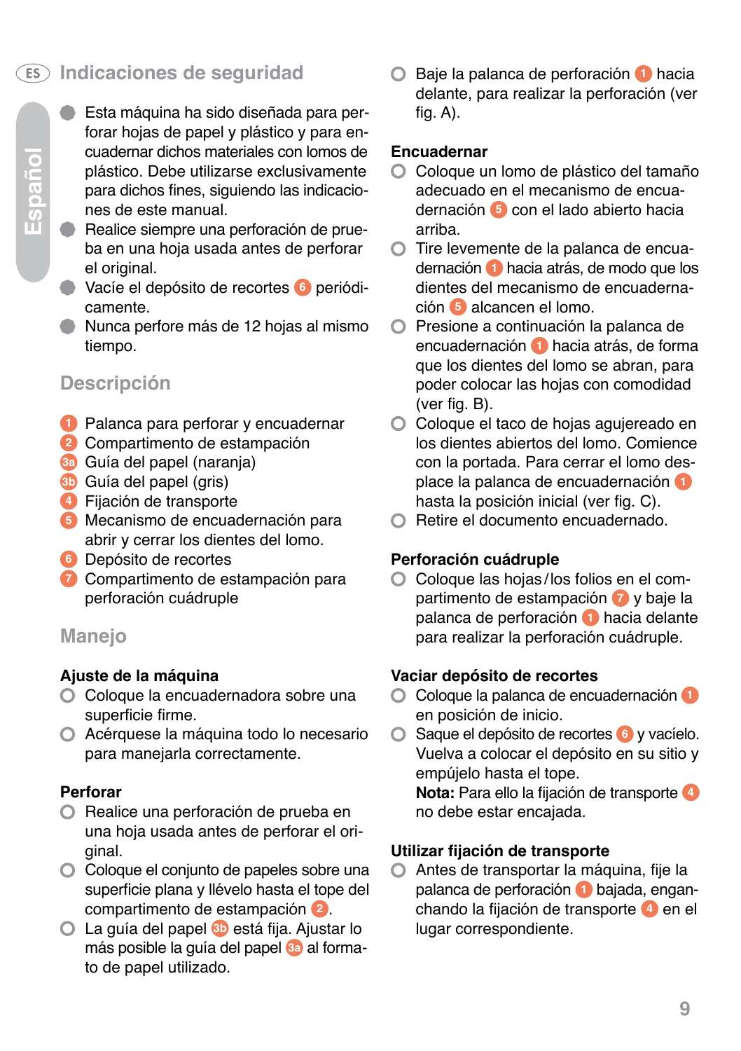## Indicaciones de seguridad

- Esta máquina ha sido diseñada para perforar hojas de papel y plástico y para encuadernar dichos materiales con lomos de plástico. Debe utilizarse exclusivamente para dichos fines, siguiendo las indicaciones de este manual.
- Realice siempre una perforación de prueba en una hoja usada antes de perforar el original.
- Vacíe el depósito de recortes 6 periódicamente.
- Nunca perfore más de 12 hojas al mismo tiempo.

## Descripción

1. Palanca para perforar y encuadernar
2. Compartimento de estampación

3a Guía del papel (naranja)

3b Guía del papel (gris)

4. Fijación de transporte
5. Mecanismo de encuadernación para abrir y cerrar los dientes del lomo.
6. Depósito de recortes
7. Compartimento de estampación para perforación cuádruple

## Manejo

### Ajuste de la máquina

- Coloque la encuadernadora sobre una superficie firme.
- Acérquese la máquina todo lo necesario para manejarla correctamente.

### Perforar

- Realice una perforación de prueba en una hoja usada antes de perforar el original.
- Coloque el conjunto de papeles sobre una superficie plana y llévelo hasta el tope del compartimento de estampación 2.
- La guía del papel 3b está fija. Ajustar lo más posible la guía del papel 3a al formato de papel utilizado.
- Baje la palanca de perforación 1 hacia delante, para realizar la perforación (ver fig. A).

### Encuadernar

- Coloque un lomo de plástico del tamaño adecuado en el mecanismo de encuadernación 5 con el lado abierto hacia arriba.
- Tire levemente de la palanca de encuadernación 1 hacia atrás, de modo que los dientes del mecanismo de encuadernación 5 alcancen el lomo.
- Presione a continuación la palanca de encuadernación 1 hacia atrás, de forma que los dientes del lomo se abran, para poder colocar las hojas con comodidad (ver fig. B).
- Coloque el taco de hojas agujereado en los dientes abiertos del lomo. Comience con la portada. Para cerrar el lomo desplace la palanca de encuadernación 1 hasta la posición inicial (ver fig. C).
- Retire el documento encuadernado.

### Perforación cuádruple

- Coloque las hojas / los folios en el compartimento de estampación 7 y baje la palanca de perforación 1 hacia delante para realizar la perforación cuádruple.

### Vaciar depósito de recortes

- Coloque la palanca de encuadernación 1 en posición de inicio.
- Saque el depósito de recortes 6 y vacíelo. Vuelva a colocar el depósito en su sitio y empújelo hasta el tope.
  **Nota:** Para ello la fijación de transporte 4 no debe estar encajada.

### Utilizar fijación de transporte

- Antes de transportar la máquina, fije la palanca de perforación 1 bajada, enganchando la fijación de transporte 4 en el lugar correspondiente.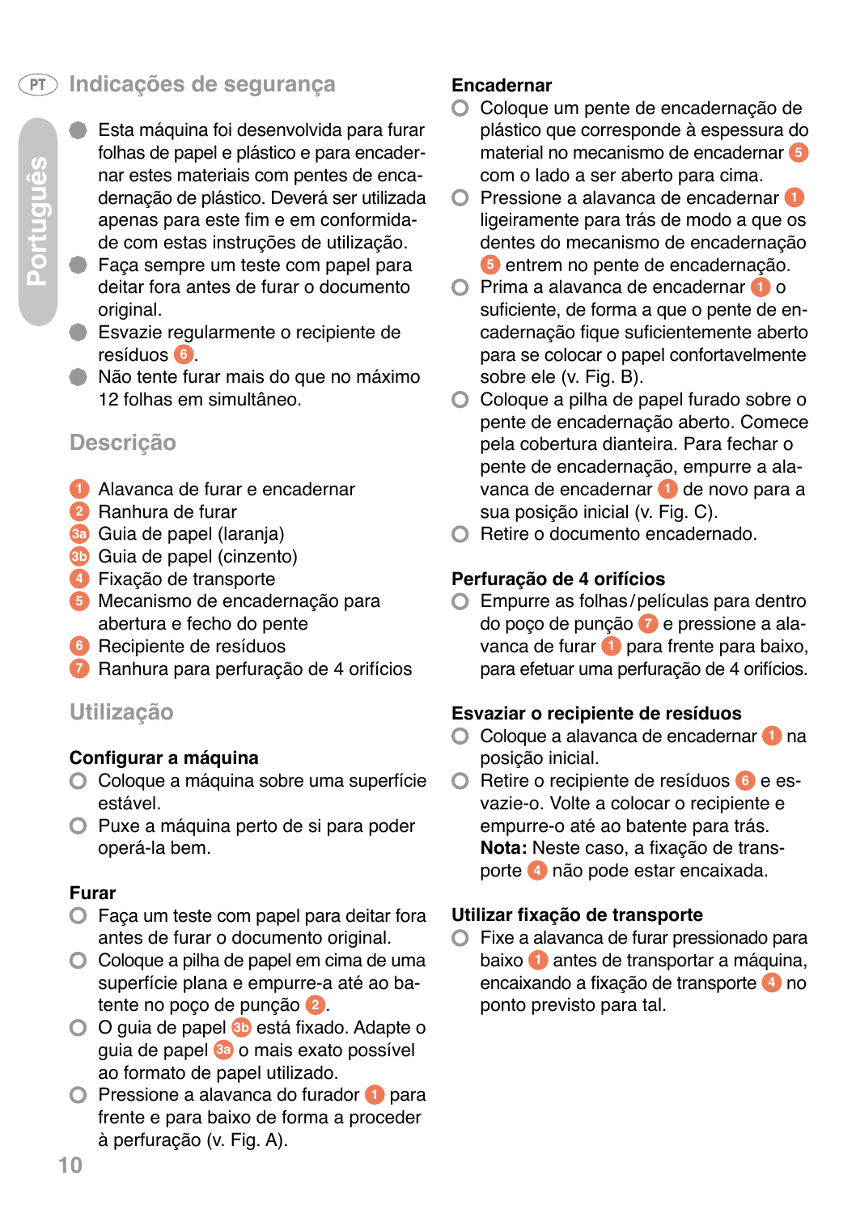## Indicações de segurança

- Esta máquina foi desenvolvida para furar folhas de papel e plástico e para encadernar estes materiais com pentes de encadernação de plástico. Deverá ser utilizada apenas para este fim e em conformidade com estas instruções de utilização.
- Faça sempre um teste com papel para deitar fora antes de furar o documento original.
- Esvazie regularmente o recipiente de resíduos 6.
- Não tente furar mais do que no máximo 12 folhas em simultâneo.

## Descrição

1 Alavanca de furar e encadernar
2 Ranhura de furar
3a Guia de papel (laranja)
3b Guia de papel (cinzento)
4 Fixação de transporte
5 Mecanismo de encadernação para abertura e fecho do pente
6 Recipiente de resíduos
7 Ranhura para perfuração de 4 orifícios

## Utilização

### Configurar a máquina

- Coloque a máquina sobre uma superfície estável.
- Puxe a máquina perto de si para poder operá-la bem.

### Furar

- Faça um teste com papel para deitar fora antes de furar o documento original.
- Coloque a pilha de papel em cima de uma superfície plana e empurre-a até ao batente no poço de punção 2.
- O guia de papel 3b está fixado. Adapte o guia de papel 3a o mais exato possível ao formato de papel utilizado.
- Pressione a alavanca do furador 1 para frente e para baixo de forma a proceder à perfuração (v. Fig. A).

### Encadernar

- Coloque um pente de encadernação de plástico que corresponde à espessura do material no mecanismo de encadernar 5 com o lado a ser aberto para cima.
- Pressione a alavanca de encadernar 1 ligeiramente para trás de modo a que os dentes do mecanismo de encadernação 5 entrem no pente de encadernação.
- Prima a alavanca de encadernar 1 o suficiente, de forma a que o pente de encadernação fique suficientemente aberto para se colocar o papel confortavelmente sobre ele (v. Fig. B).
- Coloque a pilha de papel furado sobre o pente de encadernação aberto. Comece pela cobertura dianteira. Para fechar o pente de encadernação, empurre a alavanca de encadernar 1 de novo para a sua posição inicial (v. Fig. C).
- Retire o documento encadernado.

### Perfuração de 4 orifícios

- Empurre as folhas/películas para dentro do poço de punção 7 e pressione a alavanca de furar 1 para frente para baixo, para efetuar uma perfuração de 4 orifícios.

### Esvaziar o recipiente de resíduos

- Coloque a alavanca de encadernar 1 na posição inicial.
- Retire o recipiente de resíduos 6 e esvazie-o. Volte a colocar o recipiente e empurre-o até ao batente para trás.
  **Nota:** Neste caso, a fixação de transporte 4 não pode estar encaixada.

### Utilizar fixação de transporte

- Fixe a alavanca de furar pressionado para baixo 1 antes de transportar a máquina, encaixando a fixação de transporte 4 no ponto previsto para tal.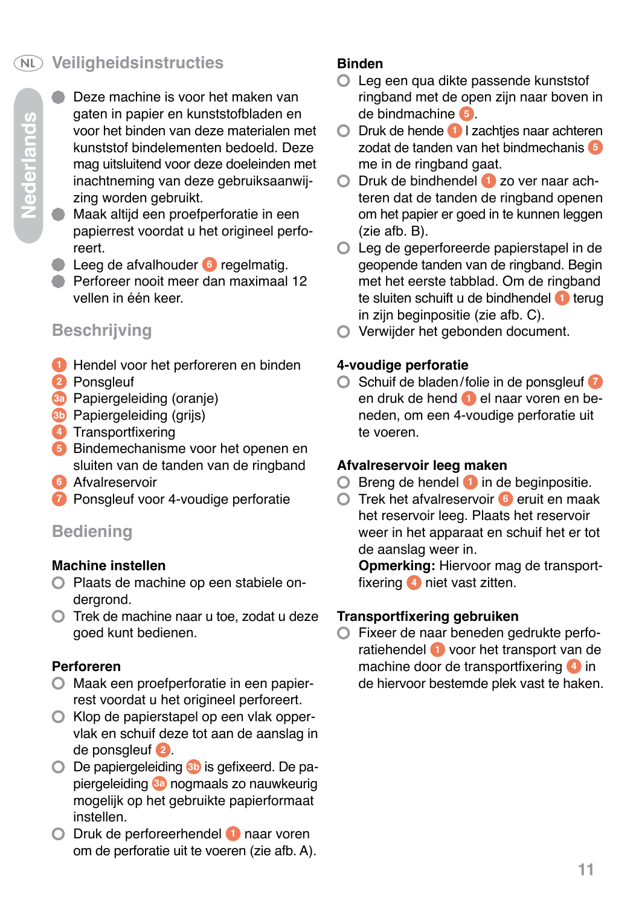## Veiligheidsinstructies

- Deze machine is voor het maken van gaten in papier en kunststofbladen en voor het binden van deze materialen met kunststof bindelementen bedoeld. Deze mag uitsluitend voor deze doeleinden met inachtneming van deze gebruiksaanwijzing worden gebruikt.
- Maak altijd een proefperforatie in een papierrest voordat u het origineel perforeert.
- Leeg de afvalhouder 6 regelmatig.
- Perforeer nooit meer dan maximaal 12 vellen in één keer.

## Beschrijving

1. Hendel voor het perforeren en binden
2. Ponsgleuf

3a Papiergeleiding (oranje)

3b Papiergeleiding (grijs)

4. Transportfixering
5. Bindemechanisme voor het openen en sluiten van de tanden van de ringband
6. Afvalreservoir
7. Ponsgleuf voor 4-voudige perforatie

## Bediening

### Machine instellen

- Plaats de machine op een stabiele ondergrond.
- Trek de machine naar u toe, zodat u deze goed kunt bedienen.

### Perforeren

- Maak een proefperforatie in een papierrest voordat u het origineel perforeert.
- Klop de papierstapel op een vlak oppervlak en schuif deze tot aan de aanslag in de ponsgleuf 2.
- De papiergeleiding 3b is gefixeerd. De papiergeleiding 3a nogmaals zo nauwkeurig mogelijk op het gebruikte papierformaat instellen.
- Druk de perforeerhendel 1 naar voren om de perforatie uit te voeren (zie afb. A).

### Binden

- Leg een qua dikte passende kunststof ringband met de open zijn naar boven in de bindmachine 5.
- Druk de hende 1 l zachtjes naar achteren zodat de tanden van het bindmechanis 5 me in de ringband gaat.
- Druk de bindhendel 1 zo ver naar achteren dat de tanden de ringband openen om het papier er goed in te kunnen leggen (zie afb. B).
- Leg de geperforeerde papierstapel in de geopende tanden van de ringband. Begin met het eerste tabblad. Om de ringband te sluiten schuift u de bindhendel 1 terug in zijn beginpositie (zie afb. C).
- Verwijder het gebonden document.

### 4-voudige perforatie

- Schuif de bladen/folie in de ponsgleuf 7 en druk de hend 1 el naar voren en beneden, om een 4-voudige perforatie uit te voeren.

### Afvalreservoir leeg maken

- Breng de hendel 1 in de beginpositie.
- Trek het afvalreservoir 6 eruit en maak het reservoir leeg. Plaats het reservoir weer in het apparaat en schuif het er tot de aanslag weer in.
  **Opmerking:** Hiervoor mag de transportfixering 4 niet vast zitten.

### Transportfixering gebruiken

- Fixeer de naar beneden gedrukte perforatiehendel 1 voor het transport van de machine door de transportfixering 4 in de hiervoor bestemde plek vast te haken.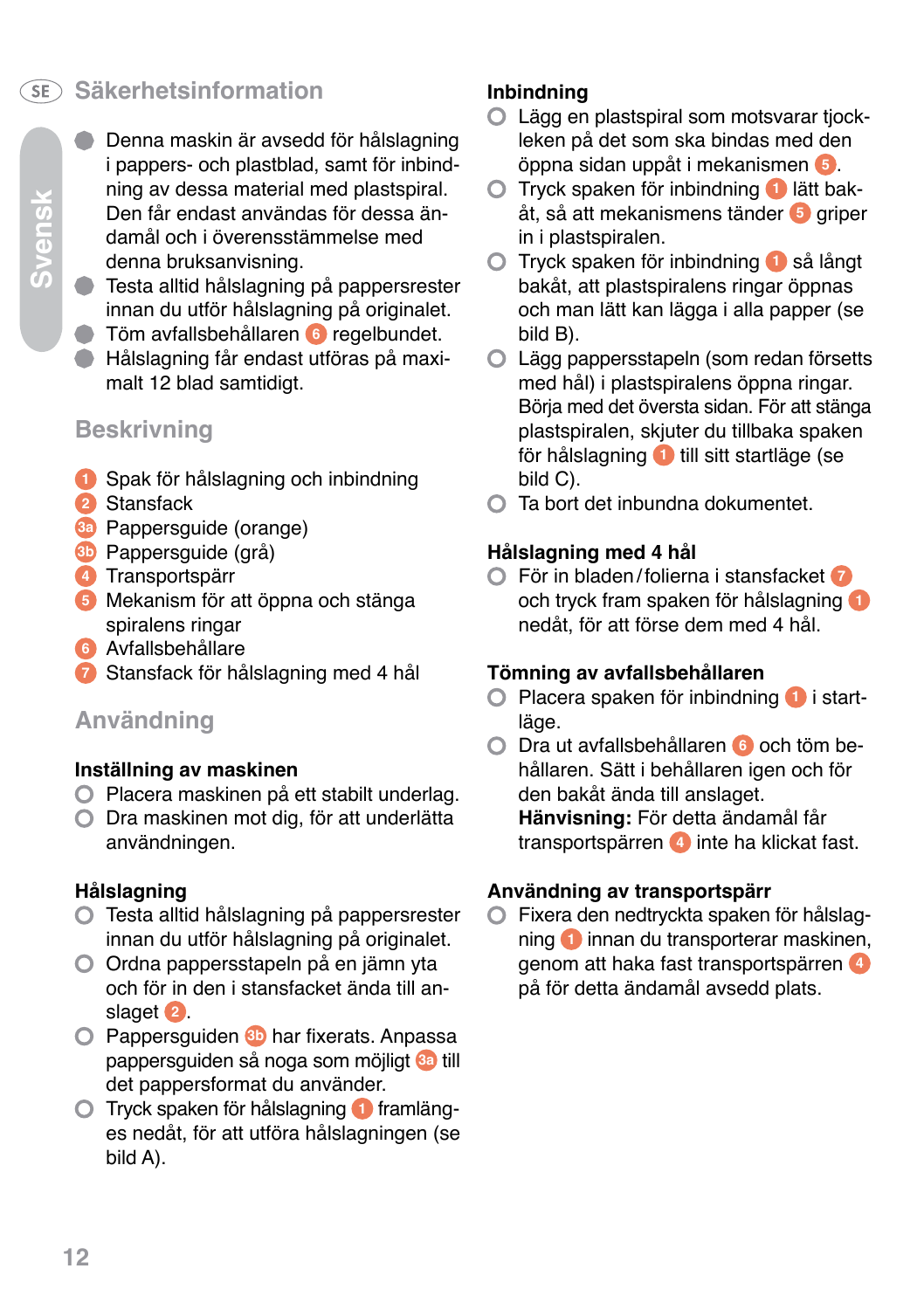# Säkerhetsinformation

- Denna maskin är avsedd för hålslagning i pappers- och plastblad, samt för inbindning av dessa material med plastspiral. Den får endast användas för dessa ändamål och i överensstämmelse med denna bruksanvisning.
- Testa alltid hålslagning på pappersrester innan du utför hålslagning på originalet.
- Töm avfallsbehållaren 6 regelbundet.
- Hålslagning får endast utföras på maximalt 12 blad samtidigt.

## Beskrivning

1. Spak för hålslagning och inbindning
2. Stansfack
3a. Pappersguide (orange)
3b. Pappersguide (grå)
4. Transportspärr
5. Mekanism för att öppna och stänga spiralens ringar
6. Avfallsbehållare
7. Stansfack för hålslagning med 4 hål

## Användning

### Inställning av maskinen

- Placera maskinen på ett stabilt underlag.
- Dra maskinen mot dig, för att underlätta användningen.

### Hålslagning

- Testa alltid hålslagning på pappersrester innan du utför hålslagning på originalet.
- Ordna pappersstapeln på en jämn yta och för in den i stansfacket ända till anslaget 2.
- Pappersguiden 3b har fixerats. Anpassa pappersguiden så noga som möjligt 3a till det pappersformat du använder.
- Tryck spaken för hålslagning 1 framlänges nedåt, för att utföra hålslagningen (se bild A).

### Inbindning

- Lägg en plastspiral som motsvarar tjockleken på det som ska bindas med den öppna sidan uppåt i mekanismen 5.
- Tryck spaken för inbindning 1 lätt bakåt, så att mekanismens tänder 5 griper in i plastspiralen.
- Tryck spaken för inbindning 1 så långt bakåt, att plastspiralens ringar öppnas och man lätt kan lägga i alla papper (se bild B).
- Lägg pappersstapeln (som redan försetts med hål) i plastspiralens öppna ringar. Börja med det översta sidan. För att stänga plastspiralen, skjuter du tillbaka spaken för hålslagning 1 till sitt startläge (se bild C).
- Ta bort det inbundna dokumentet.

### Hålslagning med 4 hål

- För in bladen/folierna i stansfacket 7 och tryck fram spaken för hålslagning 1 nedåt, för att förse dem med 4 hål.

### Tömning av avfallsbehållaren

- Placera spaken för inbindning 1 i startläge.
- Dra ut avfallsbehållaren 6 och töm behållaren. Sätt i behållaren igen och för den bakåt ända till anslaget.
  **Hänvisning:** För detta ändamål får transportspärren 4 inte ha klickat fast.

### Användning av transportspärr

- Fixera den nedtryckta spaken för hålslagning 1 innan du transporterar maskinen, genom att haka fast transportspärren 4 på för detta ändamål avsedd plats.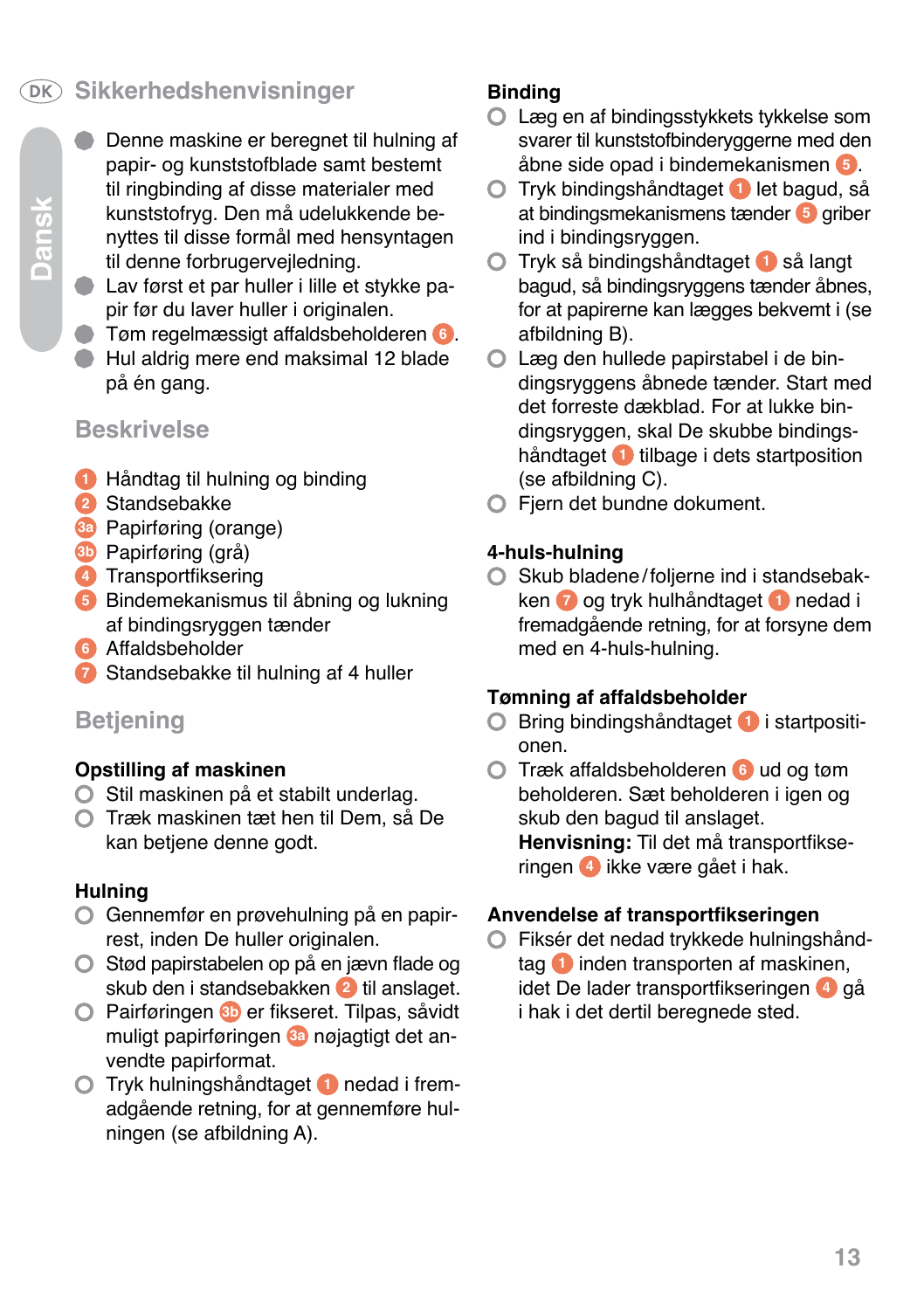## Sikkerhedshenvisninger

- Denne maskine er beregnet til hulning af papir- og kunststofblade samt bestemt til ringbinding af disse materialer med kunststofryg. Den må udelukkende benyttes til disse formål med hensyntagen til denne forbrugervejledning.
- Lav først et par huller i lille et stykke papir før du laver huller i originalen.
- Tøm regelmæssigt affaldsbeholderen 6.
- Hul aldrig mere end maksimal 12 blade på én gang.

## Beskrivelse

1. Håndtag til hulning og binding
2. Standsebakke
3a. Papirføring (orange)
3b. Papirføring (grå)
4. Transportfiksering
5. Bindemekanismus til åbning og lukning af bindingsryggen tænder
6. Affaldsbeholder
7. Standsebakke til hulning af 4 huller

## Betjening

### Opstilling af maskinen

- Stil maskinen på et stabilt underlag.
- Træk maskinen tæt hen til Dem, så De kan betjene denne godt.

### Hulning

- Gennemfør en prøvehulning på en papirrest, inden De huller originalen.
- Stød papirstabelen op på en jævn flade og skub den i standsebakken 2 til anslaget.
- Pairføringen 3b er fikseret. Tilpas, såvidt muligt papirføringen 3a nøjagtigt det anvendte papirformat.
- Tryk hulningshåndtaget 1 nedad i fremadgående retning, for at gennemføre hulningen (se afbildning A).

### Binding

- Læg en af bindingsstykkets tykkelse som svarer til kunststofbinderyggerne med den åbne side opad i bindemekanismen 5.
- Tryk bindingshåndtaget 1 let bagud, så at bindingsmekanismens tænder 5 griber ind i bindingsryggen.
- Tryk så bindingshåndtaget 1 så langt bagud, så bindingsryggens tænder åbnes, for at papirerne kan lægges bekvemt i (se afbildning B).
- Læg den hullede papirstabel i de bindingsryggens åbnede tænder. Start med det forreste dækblad. For at lukke bindingsryggen, skal De skubbe bindingshåndtaget 1 tilbage i dets startposition (se afbildning C).
- Fjern det bundne dokument.

### 4-huls-hulning

- Skub bladene/foljerne ind i standsebakken 7 og tryk hulhåndtaget 1 nedad i fremadgående retning, for at forsyne dem med en 4-huls-hulning.

### Tømning af affaldsbeholder

- Bring bindingshåndtaget 1 i startpositionen.
- Træk affaldsbeholderen 6 ud og tøm beholderen. Sæt beholderen i igen og skub den bagud til anslaget.
  **Henvisning:** Til det må transportfikseringen 4 ikke være gået i hak.

### Anvendelse af transportfikseringen

- Fiksér det nedad trykkede hulningshåndtag 1 inden transporten af maskinen, idet De lader transportfikseringen 4 gå i hak i det dertil beregnede sted.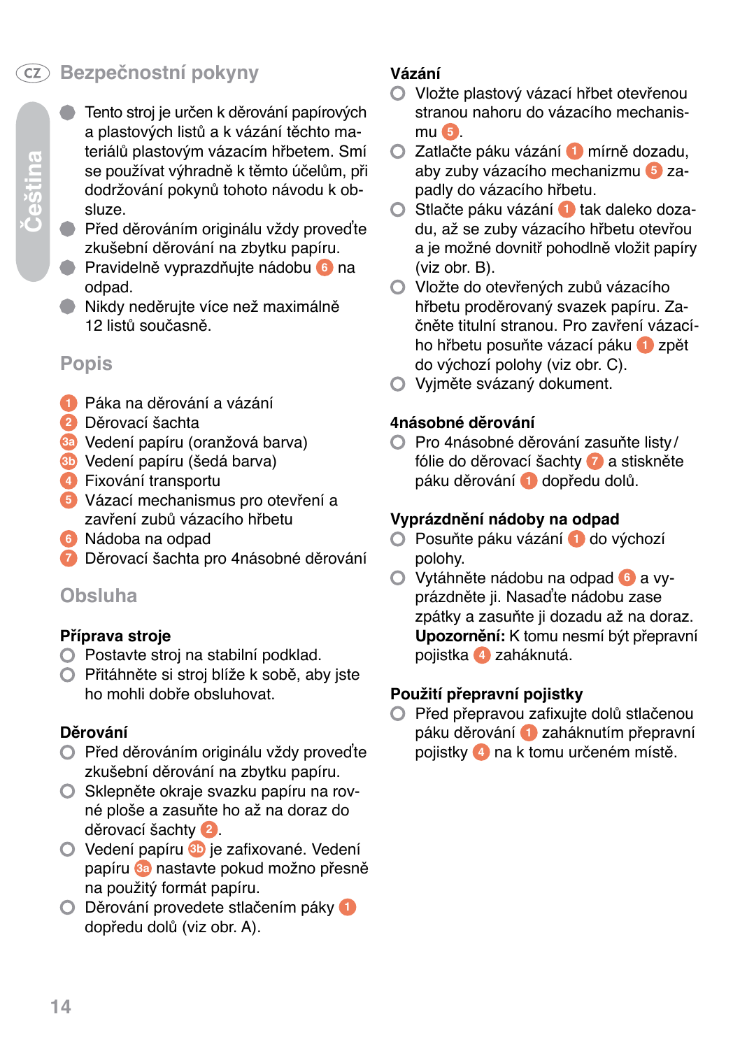## Bezpečnostní pokyny

- Tento stroj je určen k děrování papírových a plastových listů a k vázání těchto materiálů plastovým vázacím hřbetem. Smí se používat výhradně k těmto účelům, při dodržování pokynů tohoto návodu k obsluze.
- Před děrováním originálu vždy proveďte zkušební děrování na zbytku papíru.
- Pravidelně vyprazdňujte nádobu 6 na odpad.
- Nikdy neděrujte více než maximálně 12 listů současně.

## Popis

1. Páka na děrování a vázání
2. Děrovací šachta
3a. Vedení papíru (oranžová barva)
3b. Vedení papíru (šedá barva)
4. Fixování transportu
5. Vázací mechanismus pro otevření a zavření zubů vázacího hřbetu
6. Nádoba na odpad
7. Děrovací šachta pro 4násobné děrování

## Obsluha

### Příprava stroje

- Postavte stroj na stabilní podklad.
- Přitáhněte si stroj blíže k sobě, aby jste ho mohli dobře obsluhovat.

### Děrování

- Před děrováním originálu vždy proveďte zkušební děrování na zbytku papíru.
- Sklepněte okraje svazku papíru na rovné ploše a zasuňte ho až na doraz do děrovací šachty 2.
- Vedení papíru 3b je zafixované. Vedení papíru 3a nastavte pokud možno přesně na použitý formát papíru.
- Děrování provedete stlačením páky 1 dopředu dolů (viz obr. A).

### Vázání

- Vložte plastový vázací hřbet otevřenou stranou nahoru do vázacího mechanismu 5.
- Zatlačte páku vázání 1 mírně dozadu, aby zuby vázacího mechanizmu 5 zapadly do vázacího hřbetu.
- Stlačte páku vázání 1 tak daleko dozadu, až se zuby vázacího hřbetu otevřou a je možné dovnitř pohodlně vložit papíry (viz obr. B).
- Vložte do otevřených zubů vázacího hřbetu proděrovaný svazek papíru. Začněte titulní stranou. Pro zavření vázacího hřbetu posuňte vázací páku 1 zpět do výchozí polohy (viz obr. C).
- Vyjměte svázaný dokument.

### 4násobné děrování

- Pro 4násobné děrování zasuňte listy/fólie do děrovací šachty 7 a stiskněte páku děrování 1 dopředu dolů.

### Vyprázdnění nádoby na odpad

- Posuňte páku vázání 1 do výchozí polohy.
- Vytáhněte nádobu na odpad 6 a vyprázdněte ji. Nasaďte nádobu zase zpátky a zasuňte ji dozadu až na doraz. **Upozornění:** K tomu nesmí být přepravní pojistka 4 zaháknutá.

### Použití přepravní pojistky

- Před přepravou zafixujte dolů stlačenou páku děrování 1 zaháknutím přepravní pojistky 4 na k tomu určeném místě.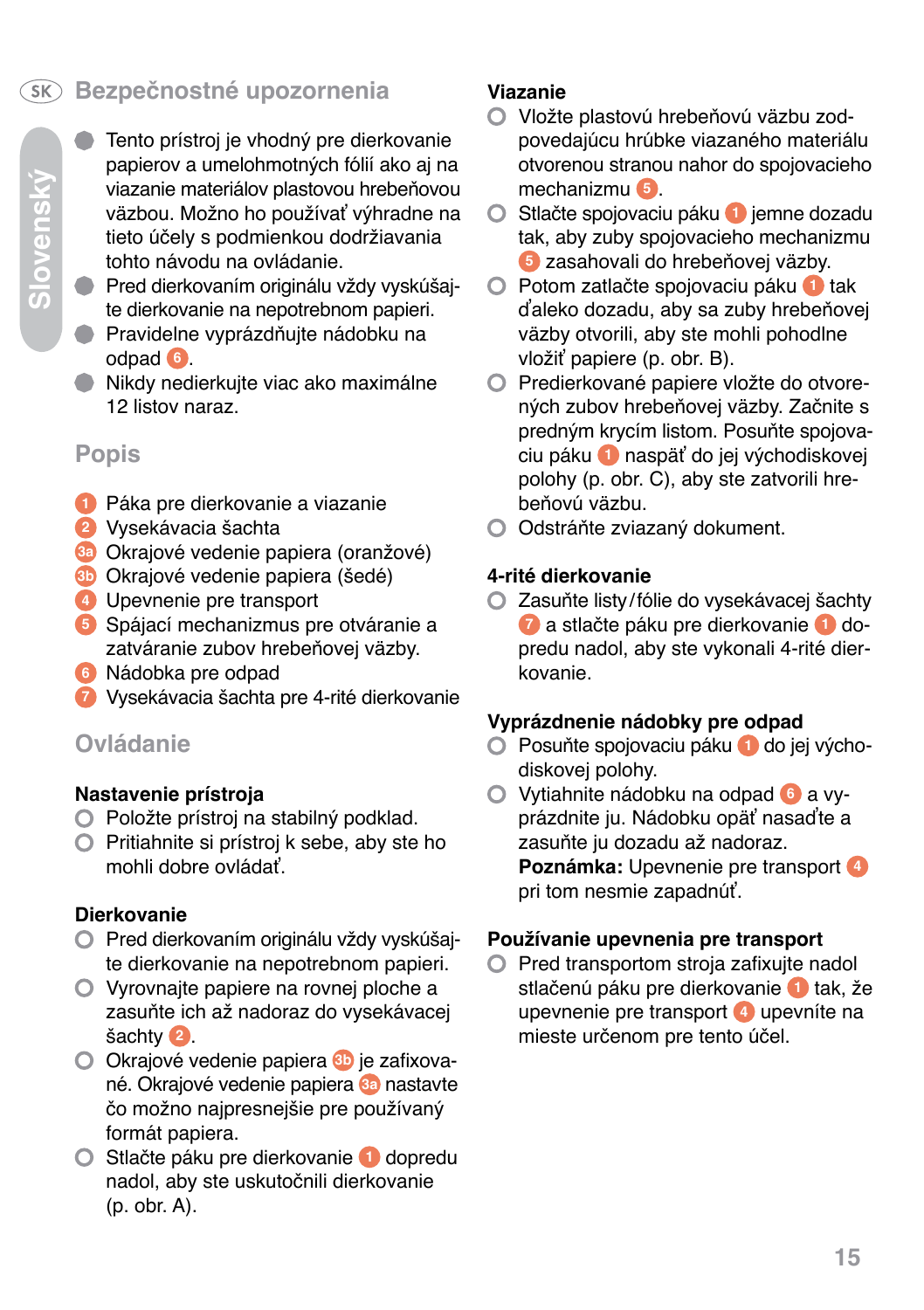## Bezpečnostné upozornenia

- Tento prístroj je vhodný pre dierkovanie papierov a umelohmotných fólií ako aj na viazanie materiálov plastovou hrebeňovou väzbou. Možno ho používať výhradne na tieto účely s podmienkou dodržiavania tohto návodu na ovládanie.
- Pred dierkovaním originálu vždy vyskúšajte dierkovanie na nepotrebnom papieri.
- Pravidelne vyprázdňujte nádobku na odpad 6.
- Nikdy nedierkujte viac ako maximálne 12 listov naraz.

## Popis

1. Páka pre dierkovanie a viazanie
2. Vysekávacia šachta
3a. Okrajové vedenie papiera (oranžové)
3b. Okrajové vedenie papiera (šedé)
4. Upevnenie pre transport
5. Spájací mechanizmus pre otváranie a zatváranie zubov hrebeňovej väzby.
6. Nádobka pre odpad
7. Vysekávacia šachta pre 4-rité dierkovanie

## Ovládanie

### Nastavenie prístroja

- Položte prístroj na stabilný podklad.
- Pritiahnite si prístroj k sebe, aby ste ho mohli dobre ovládať.

### Dierkovanie

- Pred dierkovaním originálu vždy vyskúšajte dierkovanie na nepotrebnom papieri.
- Vyrovnajte papiere na rovnej ploche a zasuňte ich až nadoraz do vysekávacej šachty 2.
- Okrajové vedenie papiera 3b je zafixované. Okrajové vedenie papiera 3a nastavte čo možno najpresnejšie pre používaný formát papiera.
- Stlačte páku pre dierkovanie 1 dopredu nadol, aby ste uskutočnili dierkovanie (p. obr. A).

### Viazanie

- Vložte plastovú hrebeňovú väzbu zodpovedajúcu hrúbke viazaného materiálu otvorenou stranou nahor do spojovacieho mechanizmu 5.
- Stlačte spojovaciu páku 1 jemne dozadu tak, aby zuby spojovacieho mechanizmu 5 zasahovali do hrebeňovej väzby.
- Potom zatlačte spojovaciu páku 1 tak ďaleko dozadu, aby sa zuby hrebeňovej väzby otvorili, aby ste mohli pohodlne vložiť papiere (p. obr. B).
- Predierkované papiere vložte do otvorených zubov hrebeňovej väzby. Začnite s predným krycím listom. Posuňte spojovaciu páku 1 naspäť do jej východiskovej polohy (p. obr. C), aby ste zatvorili hrebeňovú väzbu.
- Odstráňte zviazaný dokument.

### 4-rité dierkovanie

- Zasuňte listy/fólie do vysekávacej šachty 7 a stlačte páku pre dierkovanie 1 dopredu nadol, aby ste vykonali 4-rité dierkovanie.

### Vyprázdnenie nádobky pre odpad

- Posuňte spojovaciu páku 1 do jej východiskovej polohy.
- Vytiahnite nádobku na odpad 6 a vyprázdnite ju. Nádobku opäť nasaďte a zasuňte ju dozadu až nadoraz.
  **Poznámka:** Upevnenie pre transport 4 pri tom nesmie zapadnúť.

### Používanie upevnenia pre transport

- Pred transportom stroja zafixujte nadol stlačenú páku pre dierkovanie 1 tak, že upevnenie pre transport 4 upevníte na mieste určenom pre tento účel.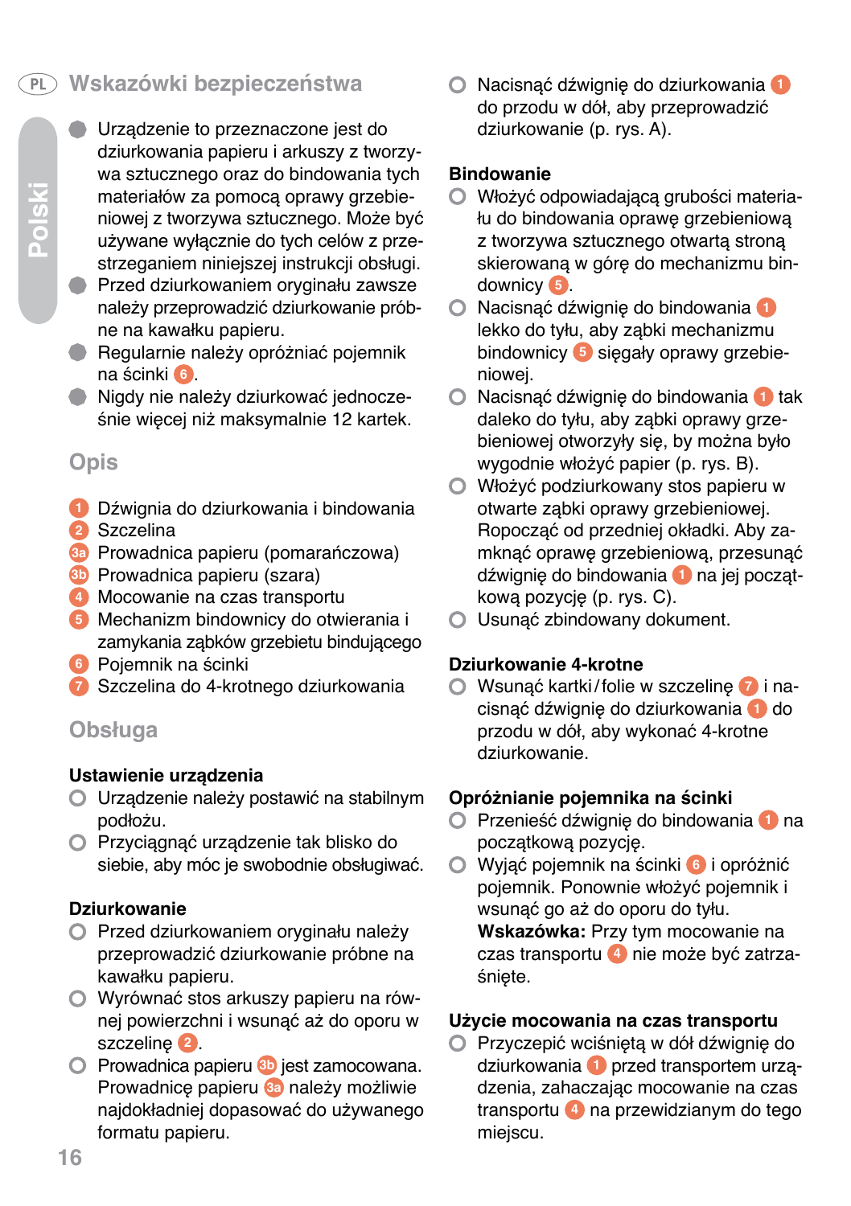## Wskazówki bezpieczeństwa

- Urządzenie to przeznaczone jest do dziurkowania papieru i arkuszy z tworzywa sztucznego oraz do bindowania tych materiałów za pomocą oprawy grzebieniowej z tworzywa sztucznego. Może być używane wyłącznie do tych celów z przestrzeganiem niniejszej instrukcji obsługi.
- Przed dziurkowaniem oryginału zawsze należy przeprowadzić dziurkowanie próbne na kawałku papieru.
- Regularnie należy opróżniać pojemnik na ścinki 6.
- Nigdy nie należy dziurkować jednocześnie więcej niż maksymalnie 12 kartek.

## Opis

1 Dźwignia do dziurkowania i bindowania
2 Szczelina
3a Prowadnica papieru (pomarańczowa)
3b Prowadnica papieru (szara)
4 Mocowanie na czas transportu
5 Mechanizm bindownicy do otwierania i zamykania ząbków grzebietu bindującego
6 Pojemnik na ścinki
7 Szczelina do 4-krotnego dziurkowania

## Obsługa

### Ustawienie urządzenia

- Urządzenie należy postawić na stabilnym podłożu.
- Przyciągnąć urządzenie tak blisko do siebie, aby móc je swobodnie obsługiwać.

### Dziurkowanie

- Przed dziurkowaniem oryginału należy przeprowadzić dziurkowanie próbne na kawałku papieru.
- Wyrównać stos arkuszy papieru na równej powierzchni i wsunąć aż do oporu w szczelinę 2.
- Prowadnica papieru 3b jest zamocowana. Prowadnicę papieru 3a należy możliwie najdokładniej dopasować do używanego formatu papieru.
- Nacisnąć dźwignię do dziurkowania 1 do przodu w dół, aby przeprowadzić dziurkowanie (p. rys. A).

### Bindowanie

- Włożyć odpowiadającą grubości materiału do bindowania oprawę grzebieniową z tworzywa sztucznego otwartą stroną skierowaną w górę do mechanizmu bindownicy 5.
- Nacisnąć dźwignię do bindowania 1 lekko do tyłu, aby ząbki mechanizmu bindownicy 5 sięgały oprawy grzebieniowej.
- Nacisnąć dźwignię do bindowania 1 tak daleko do tyłu, aby ząbki oprawy grzebieniowej otworzyły się, by można było wygodnie włożyć papier (p. rys. B).
- Włożyć podziurkowany stos papieru w otwarte ząbki oprawy grzebieniowej. Ropocząć od przedniej okładki. Aby zamknąć oprawę grzebieniową, przesunąć dźwignię do bindowania 1 na jej początkową pozycję (p. rys. C).
- Usunąć zbindowany dokument.

### Dziurkowanie 4-krotne

- Wsunąć kartki/folie w szczelinę 7 i nacisnąć dźwignię do dziurkowania 1 do przodu w dół, aby wykonać 4-krotne dziurkowanie.

### Opróżnianie pojemnika na ścinki

- Przenieść dźwignię do bindowania 1 na początkową pozycję.
- Wyjąć pojemnik na ścinki 6 i opróżnić pojemnik. Ponownie włożyć pojemnik i wsunąć go aż do oporu do tyłu.
  **Wskazówka:** Przy tym mocowanie na czas transportu 4 nie może być zatrzaśnięte.

### Użycie mocowania na czas transportu

- Przyczepić wciśniętą w dół dźwignię do dziurkowania 1 przed transportem urządzenia, zahaczając mocowanie na czas transportu 4 na przewidzianym do tego miejscu.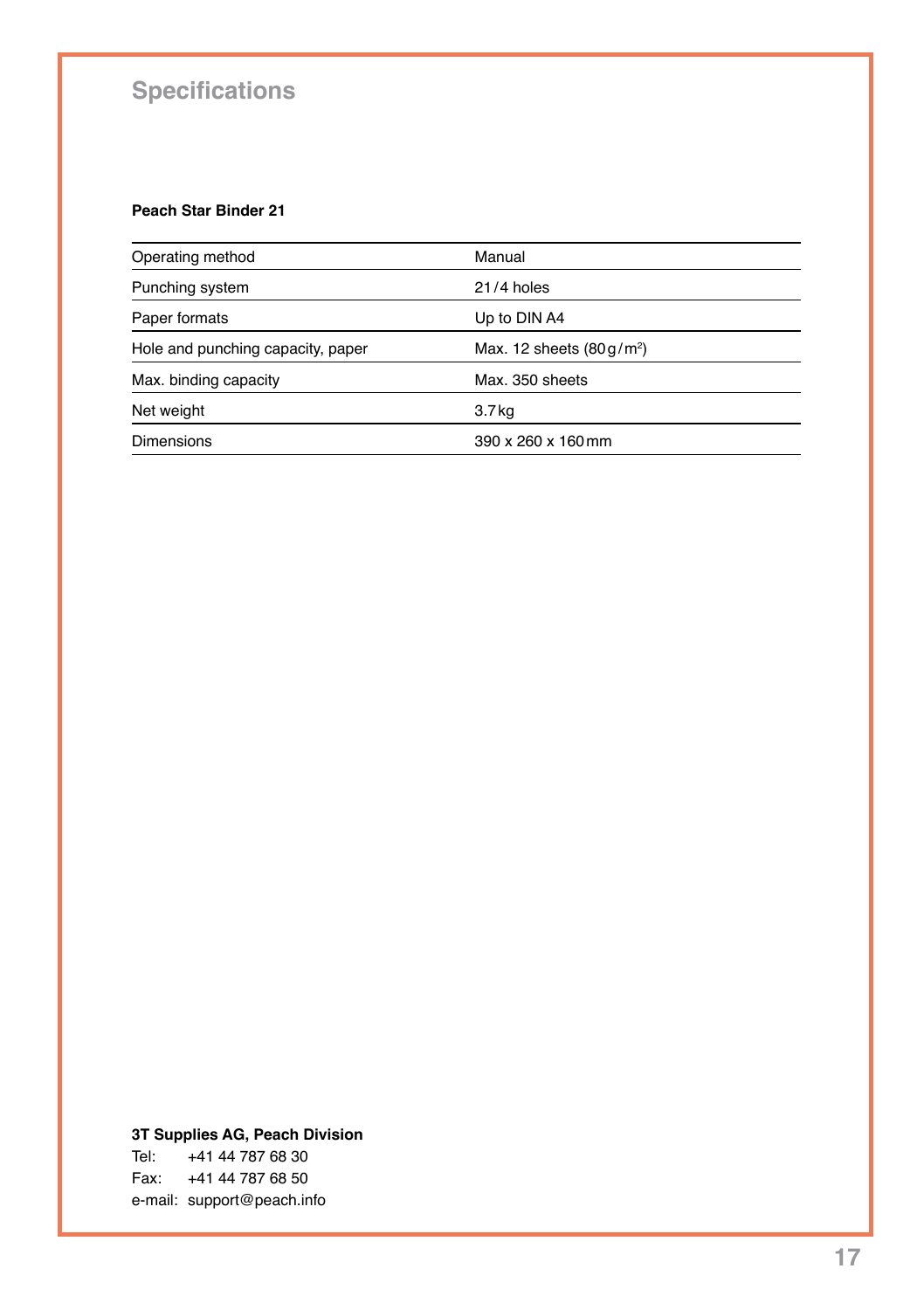# Specifications

**Peach Star Binder 21**

| | |
|---|---|
| Operating method | Manual |
| Punching system | 21 / 4 holes |
| Paper formats | Up to DIN A4 |
| Hole and punching capacity, paper | Max. 12 sheets (80 g / m$^2$) |
| Max. binding capacity | Max. 350 sheets |
| Net weight | 3.7 kg |
| Dimensions | 390 x 260 x 160 mm |

**3T Supplies AG, Peach Division**
Tel: +41 44 787 68 30
Fax: +41 44 787 68 50
e-mail: support@peach.info